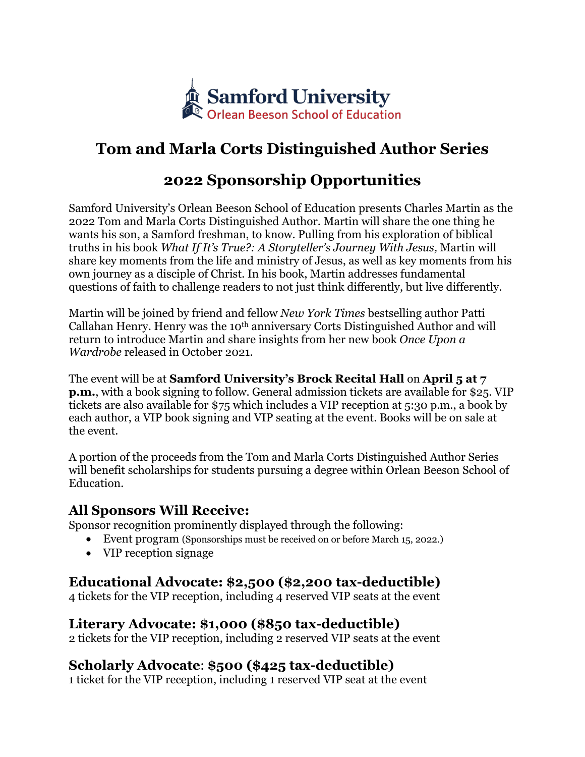Samford University
Orlean Beeson School of Education

# Tom and Marla Corts Distinguished Author Series

# 2022 Sponsorship Opportunities

Samford University's Orlean Beeson School of Education presents Charles Martin as the 2022 Tom and Marla Corts Distinguished Author. Martin will share the one thing he wants his son, a Samford freshman, to know. Pulling from his exploration of biblical truths in his book *What If It's True?: A Storyteller's Journey With Jesus,* Martin will share key moments from the life and ministry of Jesus, as well as key moments from his own journey as a disciple of Christ. In his book, Martin addresses fundamental questions of faith to challenge readers to not just think differently, but live differently.

Martin will be joined by friend and fellow *New York Times* bestselling author Patti Callahan Henry. Henry was the 10th anniversary Corts Distinguished Author and will return to introduce Martin and share insights from her new book *Once Upon a Wardrobe* released in October 2021.

The event will be at **Samford University's Brock Recital Hall** on **April 5 at 7 p.m.**, with a book signing to follow. General admission tickets are available for $25. VIP tickets are also available for $75 which includes a VIP reception at 5:30 p.m., a book by each author, a VIP book signing and VIP seating at the event. Books will be on sale at the event.

A portion of the proceeds from the Tom and Marla Corts Distinguished Author Series will benefit scholarships for students pursuing a degree within Orlean Beeson School of Education.

## All Sponsors Will Receive:

Sponsor recognition prominently displayed through the following:

- Event program (Sponsorships must be received on or before March 15, 2022.)
- VIP reception signage

## Educational Advocate: $2,500 ($2,200 tax-deductible)

4 tickets for the VIP reception, including 4 reserved VIP seats at the event

## Literary Advocate: $1,000 ($850 tax-deductible)

2 tickets for the VIP reception, including 2 reserved VIP seats at the event

## Scholarly Advocate: $500 ($425 tax-deductible)

1 ticket for the VIP reception, including 1 reserved VIP seat at the event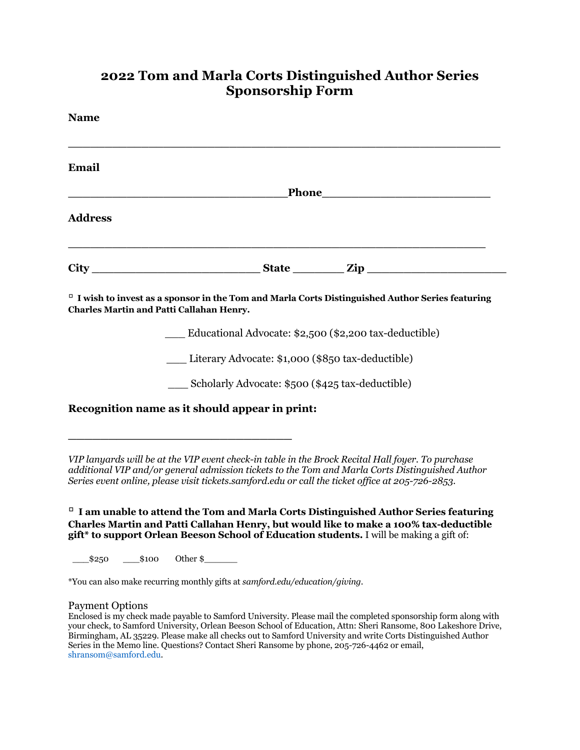# 2022 Tom and Marla Corts Distinguished Author Series Sponsorship Form

**Name**

_______________________________________________________________

**Email**

________________________________ **Phone** ________________________

**Address**

_____________________________________________________________

**City** ________________________ **State** _______ **Zip** ____________________

☐ **I wish to invest as a sponsor in the Tom and Marla Corts Distinguished Author Series featuring Charles Martin and Patti Callahan Henry.**

___ Educational Advocate: $2,500 ($2,200 tax-deductible)

___ Literary Advocate: $1,000 ($850 tax-deductible)

___ Scholarly Advocate: $500 ($425 tax-deductible)

**Recognition name as it should appear in print:**

________________________________

*VIP lanyards will be at the VIP event check-in table in the Brock Recital Hall foyer. To purchase additional VIP and/or general admission tickets to the Tom and Marla Corts Distinguished Author Series event online, please visit tickets.samford.edu or call the ticket office at 205-726-2853.*

☐ **I am unable to attend the Tom and Marla Corts Distinguished Author Series featuring Charles Martin and Patti Callahan Henry, but would like to make a 100% tax-deductible gift* to support Orlean Beeson School of Education students.** I will be making a gift of:

___$250 ___$100 Other $______

*You can also make recurring monthly gifts at *samford.edu/education/giving*.

Payment Options

Enclosed is my check made payable to Samford University. Please mail the completed sponsorship form along with your check, to Samford University, Orlean Beeson School of Education, Attn: Sheri Ransome, 800 Lakeshore Drive, Birmingham, AL 35229. Please make all checks out to Samford University and write Corts Distinguished Author Series in the Memo line. Questions? Contact Sheri Ransome by phone, 205-726-4462 or email, shransom@samford.edu.